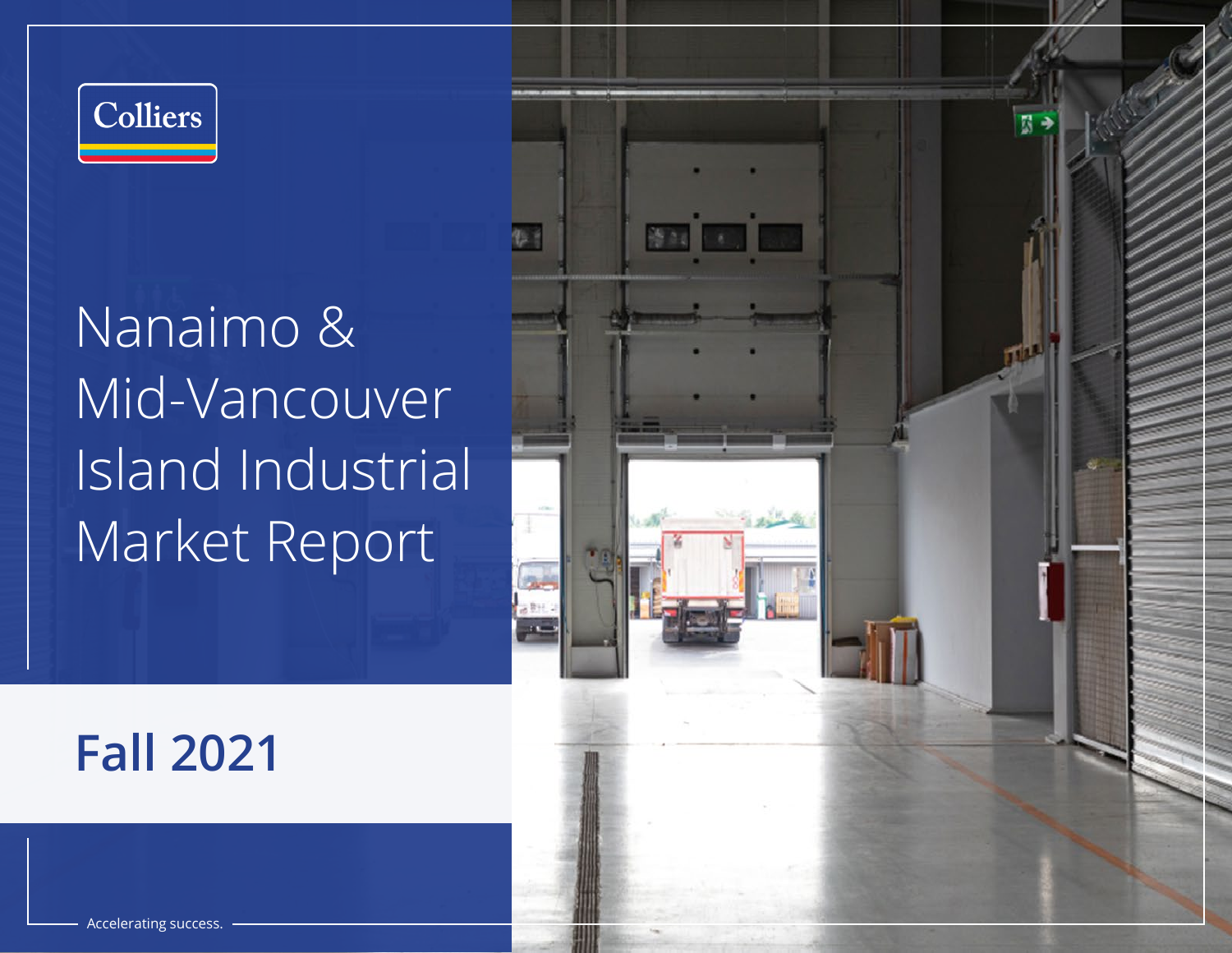Colliers

# Nanaimo & Mid-Vancouver Island Industrial Market Report

## Fall 2021

Accelerating success.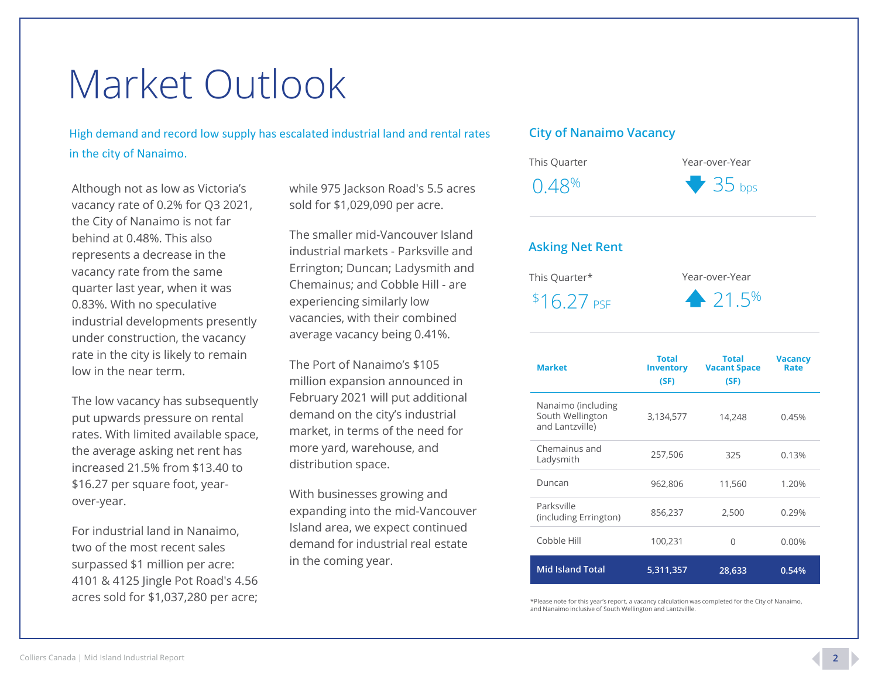# Market Outlook

High demand and record low supply has escalated industrial land and rental rates in the city of Nanaimo.

Although not as low as Victoria's vacancy rate of 0.2% for Q3 2021, the City of Nanaimo is not far behind at 0.48%. This also represents a decrease in the vacancy rate from the same quarter last year, when it was 0.83%. With no speculative industrial developments presently under construction, the vacancy rate in the city is likely to remain low in the near term.

The low vacancy has subsequently put upwards pressure on rental rates. With limited available space, the average asking net rent has increased 21.5% from $13.40 to $16.27 per square foot, year-over-year.

For industrial land in Nanaimo, two of the most recent sales surpassed $1 million per acre: 4101 & 4125 Jingle Pot Road's 4.56 acres sold for $1,037,280 per acre; while 975 Jackson Road's 5.5 acres sold for $1,029,090 per acre.

The smaller mid-Vancouver Island industrial markets - Parksville and Errington; Duncan; Ladysmith and Chemainus; and Cobble Hill - are experiencing similarly low vacancies, with their combined average vacancy being 0.41%.

The Port of Nanaimo's $105 million expansion announced in February 2021 will put additional demand on the city's industrial market, in terms of the need for more yard, warehouse, and distribution space.

With businesses growing and expanding into the mid-Vancouver Island area, we expect continued demand for industrial real estate in the coming year.

## City of Nanaimo Vacancy

This Quarter

0.48%

Year-over-Year

▼ 35 bps

## Asking Net Rent

This Quarter*

$16.27 PSF

Year-over-Year

▲ 21.5%

| Market | Total Inventory (SF) | Total Vacant Space (SF) | Vacancy Rate |
|---|---|---|---|
| Nanaimo (including South Wellington and Lantzville) | 3,134,577 | 14,248 | 0.45% |
| Chemainus and Ladysmith | 257,506 | 325 | 0.13% |
| Duncan | 962,806 | 11,560 | 1.20% |
| Parksville (including Errington) | 856,237 | 2,500 | 0.29% |
| Cobble Hill | 100,231 | 0 | 0.00% |
| **Mid Island Total** | **5,311,357** | **28,633** | **0.54%** |

*Please note for this year's report, a vacancy calculation was completed for the City of Nanaimo, and Nanaimo inclusive of South Wellington and Lantzvillle.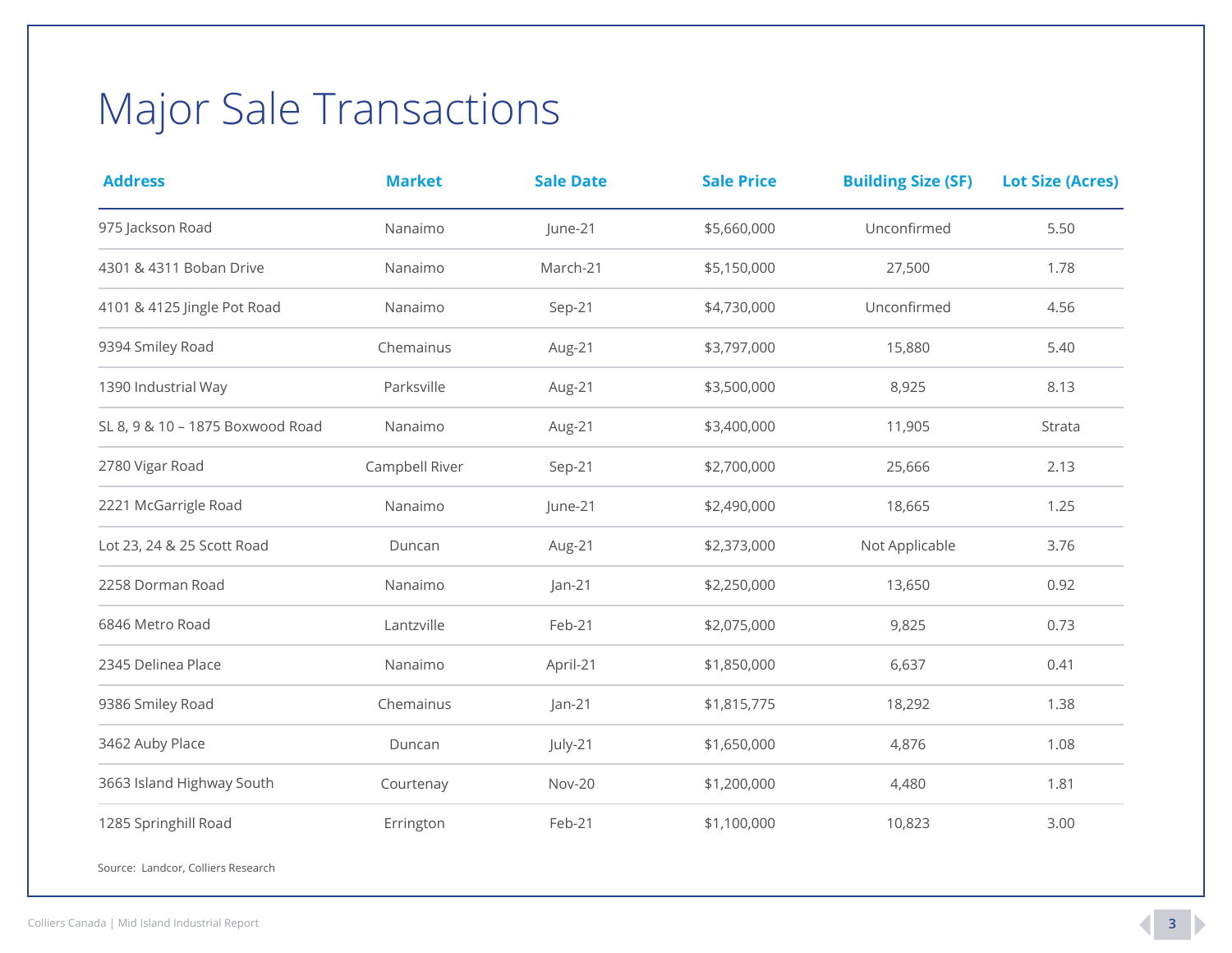# Major Sale Transactions

| Address | Market | Sale Date | Sale Price | Building Size (SF) | Lot Size (Acres) |
|---|---|---|---|---|---|
| 975 Jackson Road | Nanaimo | June-21 | $5,660,000 | Unconfirmed | 5.50 |
| 4301 & 4311 Boban Drive | Nanaimo | March-21 | $5,150,000 | 27,500 | 1.78 |
| 4101 & 4125 Jingle Pot Road | Nanaimo | Sep-21 | $4,730,000 | Unconfirmed | 4.56 |
| 9394 Smiley Road | Chemainus | Aug-21 | $3,797,000 | 15,880 | 5.40 |
| 1390 Industrial Way | Parksville | Aug-21 | $3,500,000 | 8,925 | 8.13 |
| SL 8, 9 & 10 – 1875 Boxwood Road | Nanaimo | Aug-21 | $3,400,000 | 11,905 | Strata |
| 2780 Vigar Road | Campbell River | Sep-21 | $2,700,000 | 25,666 | 2.13 |
| 2221 McGarrigle Road | Nanaimo | June-21 | $2,490,000 | 18,665 | 1.25 |
| Lot 23, 24 & 25 Scott Road | Duncan | Aug-21 | $2,373,000 | Not Applicable | 3.76 |
| 2258 Dorman Road | Nanaimo | Jan-21 | $2,250,000 | 13,650 | 0.92 |
| 6846 Metro Road | Lantzville | Feb-21 | $2,075,000 | 9,825 | 0.73 |
| 2345 Delinea Place | Nanaimo | April-21 | $1,850,000 | 6,637 | 0.41 |
| 9386 Smiley Road | Chemainus | Jan-21 | $1,815,775 | 18,292 | 1.38 |
| 3462 Auby Place | Duncan | July-21 | $1,650,000 | 4,876 | 1.08 |
| 3663 Island Highway South | Courtenay | Nov-20 | $1,200,000 | 4,480 | 1.81 |
| 1285 Springhill Road | Errington | Feb-21 | $1,100,000 | 10,823 | 3.00 |

Source: Landcor, Colliers Research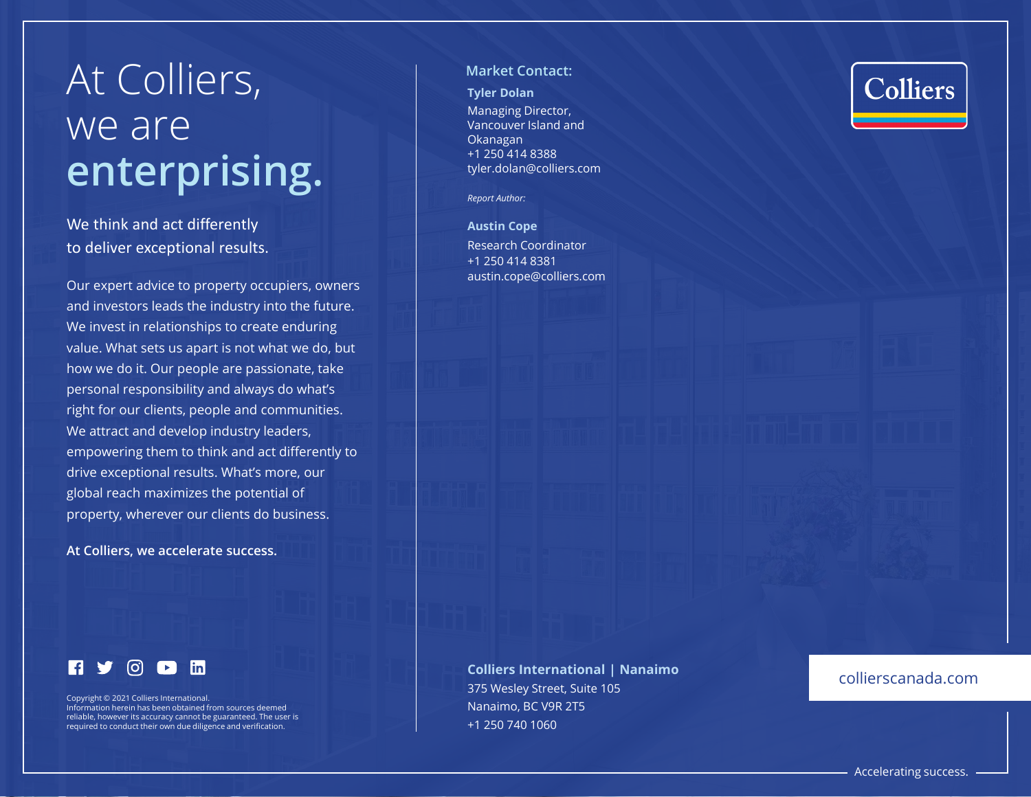# At Colliers, we are **enterprising.**

We think and act differently to deliver exceptional results.

Our expert advice to property occupiers, owners and investors leads the industry into the future. We invest in relationships to create enduring value. What sets us apart is not what we do, but how we do it. Our people are passionate, take personal responsibility and always do what's right for our clients, people and communities. We attract and develop industry leaders, empowering them to think and act differently to drive exceptional results. What's more, our global reach maximizes the potential of property, wherever our clients do business.

**At Colliers, we accelerate success.**

Copyright © 2021 Colliers International.
Information herein has been obtained from sources deemed reliable, however its accuracy cannot be guaranteed. The user is required to conduct their own due diligence and verification.

**Market Contact:**

**Tyler Dolan**
Managing Director,
Vancouver Island and Okanagan
+1 250 414 8388
tyler.dolan@colliers.com

*Report Author:*

**Austin Cope**
Research Coordinator
+1 250 414 8381
austin.cope@colliers.com

**Colliers International | Nanaimo**
375 Wesley Street, Suite 105
Nanaimo, BC V9R 2T5
+1 250 740 1060

Colliers

collierscanada.com

Accelerating success.